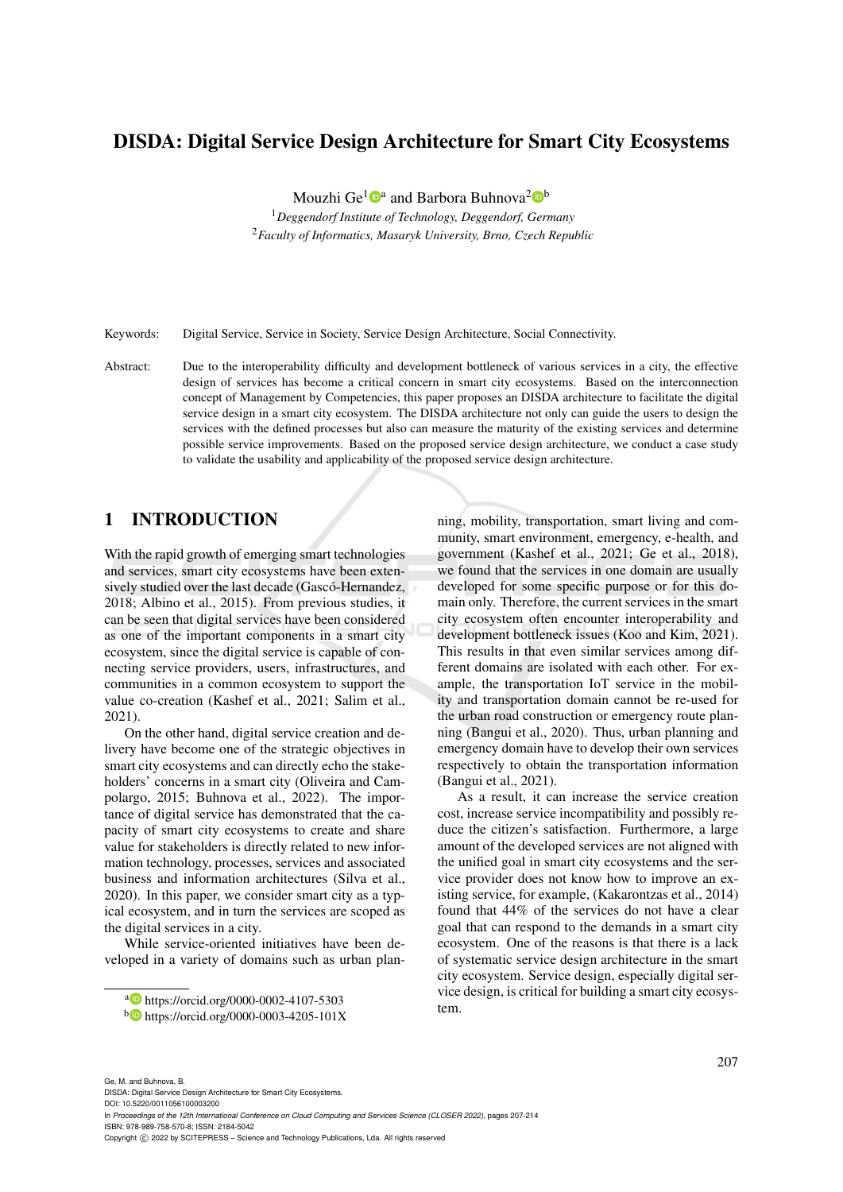# DISDA: Digital Service Design Architecture for Smart City Ecosystems

Mouzhi Ge[1][a] and Barbora Buhnova[2][b]

[1]*Deggendorf Institute of Technology, Deggendorf, Germany*
[2]*Faculty of Informatics, Masaryk University, Brno, Czech Republic*

Keywords: Digital Service, Service in Society, Service Design Architecture, Social Connectivity.

Abstract: Due to the interoperability difficulty and development bottleneck of various services in a city, the effective design of services has become a critical concern in smart city ecosystems. Based on the interconnection concept of Management by Competencies, this paper proposes an DISDA architecture to facilitate the digital service design in a smart city ecosystem. The DISDA architecture not only can guide the users to design the services with the defined processes but also can measure the maturity of the existing services and determine possible service improvements. Based on the proposed service design architecture, we conduct a case study to validate the usability and applicability of the proposed service design architecture.

## 1 INTRODUCTION

With the rapid growth of emerging smart technologies and services, smart city ecosystems have been extensively studied over the last decade (Gascó-Hernandez, 2018; Albino et al., 2015). From previous studies, it can be seen that digital services have been considered as one of the important components in a smart city ecosystem, since the digital service is capable of connecting service providers, users, infrastructures, and communities in a common ecosystem to support the value co-creation (Kashef et al., 2021; Salim et al., 2021).

On the other hand, digital service creation and delivery have become one of the strategic objectives in smart city ecosystems and can directly echo the stakeholders' concerns in a smart city (Oliveira and Campolargo, 2015; Buhnova et al., 2022). The importance of digital service has demonstrated that the capacity of smart city ecosystems to create and share value for stakeholders is directly related to new information technology, processes, services and associated business and information architectures (Silva et al., 2020). In this paper, we consider smart city as a typical ecosystem, and in turn the services are scoped as the digital services in a city.

While service-oriented initiatives have been developed in a variety of domains such as urban planning, mobility, transportation, smart living and community, smart environment, emergency, e-health, and government (Kashef et al., 2021; Ge et al., 2018), we found that the services in one domain are usually developed for some specific purpose or for this domain only. Therefore, the current services in the smart city ecosystem often encounter interoperability and development bottleneck issues (Koo and Kim, 2021). This results in that even similar services among different domains are isolated with each other. For example, the transportation IoT service in the mobility and transportation domain cannot be re-used for the urban road construction or emergency route planning (Bangui et al., 2020). Thus, urban planning and emergency domain have to develop their own services respectively to obtain the transportation information (Bangui et al., 2021).

As a result, it can increase the service creation cost, increase service incompatibility and possibly reduce the citizen's satisfaction. Furthermore, a large amount of the developed services are not aligned with the unified goal in smart city ecosystems and the service provider does not know how to improve an existing service, for example, (Kakarontzas et al., 2014) found that 44% of the services do not have a clear goal that can respond to the demands in a smart city ecosystem. One of the reasons is that there is a lack of systematic service design architecture in the smart city ecosystem. Service design, especially digital service design, is critical for building a smart city ecosystem.

[a] https://orcid.org/0000-0002-4107-5303
[b] https://orcid.org/0000-0003-4205-101X

Ge, M. and Buhnova, B.
DISDA: Digital Service Design Architecture for Smart City Ecosystems.
DOI: 10.5220/0011056100003200
In *Proceedings of the 12th International Conference on Cloud Computing and Services Science (CLOSER 2022)*, pages 207-214
ISBN: 978-989-758-570-8; ISSN: 2184-5042
Copyright © 2022 by SCITEPRESS – Science and Technology Publications, Lda. All rights reserved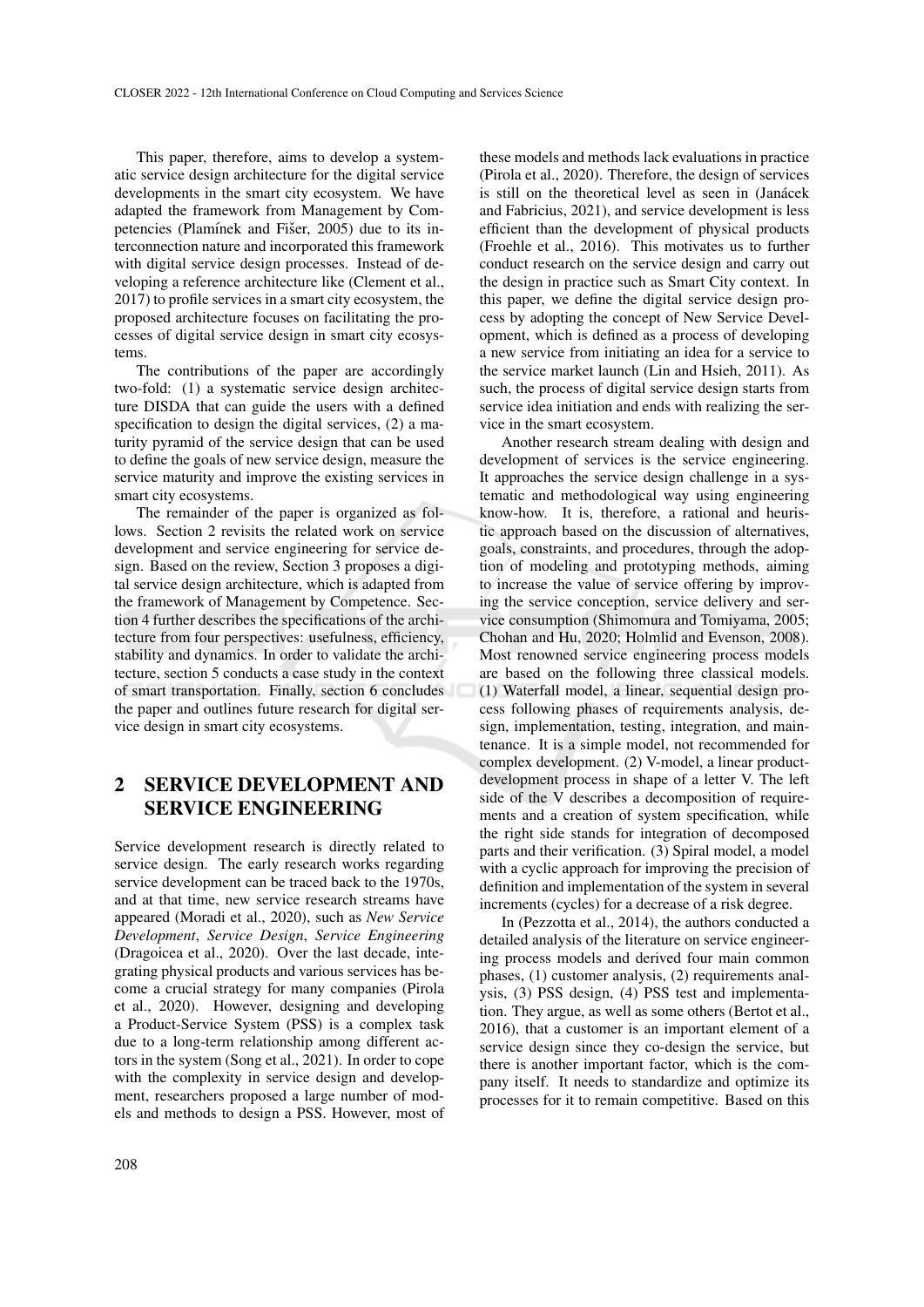This paper, therefore, aims to develop a systematic service design architecture for the digital service developments in the smart city ecosystem. We have adapted the framework from Management by Competencies (Plamínek and Fišer, 2005) due to its interconnection nature and incorporated this framework with digital service design processes. Instead of developing a reference architecture like (Clement et al., 2017) to profile services in a smart city ecosystem, the proposed architecture focuses on facilitating the processes of digital service design in smart city ecosystems.

The contributions of the paper are accordingly two-fold: (1) a systematic service design architecture DISDA that can guide the users with a defined specification to design the digital services, (2) a maturity pyramid of the service design that can be used to define the goals of new service design, measure the service maturity and improve the existing services in smart city ecosystems.

The remainder of the paper is organized as follows. Section 2 revisits the related work on service development and service engineering for service design. Based on the review, Section 3 proposes a digital service design architecture, which is adapted from the framework of Management by Competence. Section 4 further describes the specifications of the architecture from four perspectives: usefulness, efficiency, stability and dynamics. In order to validate the architecture, section 5 conducts a case study in the context of smart transportation. Finally, section 6 concludes the paper and outlines future research for digital service design in smart city ecosystems.

## 2 SERVICE DEVELOPMENT AND SERVICE ENGINEERING

Service development research is directly related to service design. The early research works regarding service development can be traced back to the 1970s, and at that time, new service research streams have appeared (Moradi et al., 2020), such as *New Service Development*, *Service Design*, *Service Engineering* (Dragoicea et al., 2020). Over the last decade, integrating physical products and various services has become a crucial strategy for many companies (Pirola et al., 2020). However, designing and developing a Product-Service System (PSS) is a complex task due to a long-term relationship among different actors in the system (Song et al., 2021). In order to cope with the complexity in service design and development, researchers proposed a large number of models and methods to design a PSS. However, most of these models and methods lack evaluations in practice (Pirola et al., 2020). Therefore, the design of services is still on the theoretical level as seen in (Janácek and Fabricius, 2021), and service development is less efficient than the development of physical products (Froehle et al., 2016). This motivates us to further conduct research on the service design and carry out the design in practice such as Smart City context. In this paper, we define the digital service design process by adopting the concept of New Service Development, which is defined as a process of developing a new service from initiating an idea for a service to the service market launch (Lin and Hsieh, 2011). As such, the process of digital service design starts from service idea initiation and ends with realizing the service in the smart ecosystem.

Another research stream dealing with design and development of services is the service engineering. It approaches the service design challenge in a systematic and methodological way using engineering know-how. It is, therefore, a rational and heuristic approach based on the discussion of alternatives, goals, constraints, and procedures, through the adoption of modeling and prototyping methods, aiming to increase the value of service offering by improving the service conception, service delivery and service consumption (Shimomura and Tomiyama, 2005; Chohan and Hu, 2020; Holmlid and Evenson, 2008). Most renowned service engineering process models are based on the following three classical models. (1) Waterfall model, a linear, sequential design process following phases of requirements analysis, design, implementation, testing, integration, and maintenance. It is a simple model, not recommended for complex development. (2) V-model, a linear product-development process in shape of a letter V. The left side of the V describes a decomposition of requirements and a creation of system specification, while the right side stands for integration of decomposed parts and their verification. (3) Spiral model, a model with a cyclic approach for improving the precision of definition and implementation of the system in several increments (cycles) for a decrease of a risk degree.

In (Pezzotta et al., 2014), the authors conducted a detailed analysis of the literature on service engineering process models and derived four main common phases, (1) customer analysis, (2) requirements analysis, (3) PSS design, (4) PSS test and implementation. They argue, as well as some others (Bertot et al., 2016), that a customer is an important element of a service design since they co-design the service, but there is another important factor, which is the company itself. It needs to standardize and optimize its processes for it to remain competitive. Based on this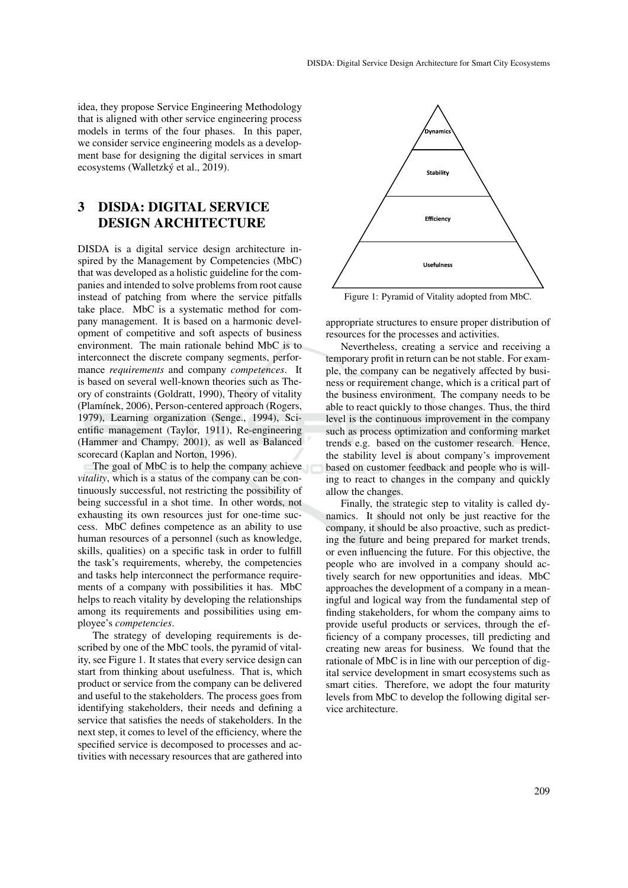idea, they propose Service Engineering Methodology that is aligned with other service engineering process models in terms of the four phases. In this paper, we consider service engineering models as a development base for designing the digital services in smart ecosystems (Walletzký et al., 2019).

## 3 DISDA: DIGITAL SERVICE DESIGN ARCHITECTURE

DISDA is a digital service design architecture inspired by the Management by Competencies (MbC) that was developed as a holistic guideline for the companies and intended to solve problems from root cause instead of patching from where the service pitfalls take place. MbC is a systematic method for company management. It is based on a harmonic development of competitive and soft aspects of business environment. The main rationale behind MbC is to interconnect the discrete company segments, performance *requirements* and company *competences*. It is based on several well-known theories such as Theory of constraints (Goldratt, 1990), Theory of vitality (Plamínek, 2006), Person-centered approach (Rogers, 1979), Learning organization (Senge., 1994), Scientific management (Taylor, 1911), Re-engineering (Hammer and Champy, 2001), as well as Balanced scorecard (Kaplan and Norton, 1996).

The goal of MbC is to help the company achieve *vitality*, which is a status of the company can be continuously successful, not restricting the possibility of being successful in a shot time. In other words, not exhausting its own resources just for one-time success. MbC defines competence as an ability to use human resources of a personnel (such as knowledge, skills, qualities) on a specific task in order to fulfill the task's requirements, whereby, the competencies and tasks help interconnect the performance requirements of a company with possibilities it has. MbC helps to reach vitality by developing the relationships among its requirements and possibilities using employee's *competencies*.

The strategy of developing requirements is described by one of the MbC tools, the pyramid of vitality, see Figure 1. It states that every service design can start from thinking about usefulness. That is, which product or service from the company can be delivered and useful to the stakeholders. The process goes from identifying stakeholders, their needs and defining a service that satisfies the needs of stakeholders. In the next step, it comes to level of the efficiency, where the specified service is decomposed to processes and activities with necessary resources that are gathered into appropriate structures to ensure proper distribution of resources for the processes and activities.

Dynamics

Stability

Efficiency

Usefulness

Figure 1: Pyramid of Vitality adopted from MbC.

Nevertheless, creating a service and receiving a temporary profit in return can be not stable. For example, the company can be negatively affected by business or requirement change, which is a critical part of the business environment. The company needs to be able to react quickly to those changes. Thus, the third level is the continuous improvement in the company such as process optimization and conforming market trends e.g. based on the customer research. Hence, the stability level is about company's improvement based on customer feedback and people who is willing to react to changes in the company and quickly allow the changes.

Finally, the strategic step to vitality is called dynamics. It should not only be just reactive for the company, it should be also proactive, such as predicting the future and being prepared for market trends, or even influencing the future. For this objective, the people who are involved in a company should actively search for new opportunities and ideas. MbC approaches the development of a company in a meaningful and logical way from the fundamental step of finding stakeholders, for whom the company aims to provide useful products or services, through the efficiency of a company processes, till predicting and creating new areas for business. We found that the rationale of MbC is in line with our perception of digital service development in smart ecosystems such as smart cities. Therefore, we adopt the four maturity levels from MbC to develop the following digital service architecture.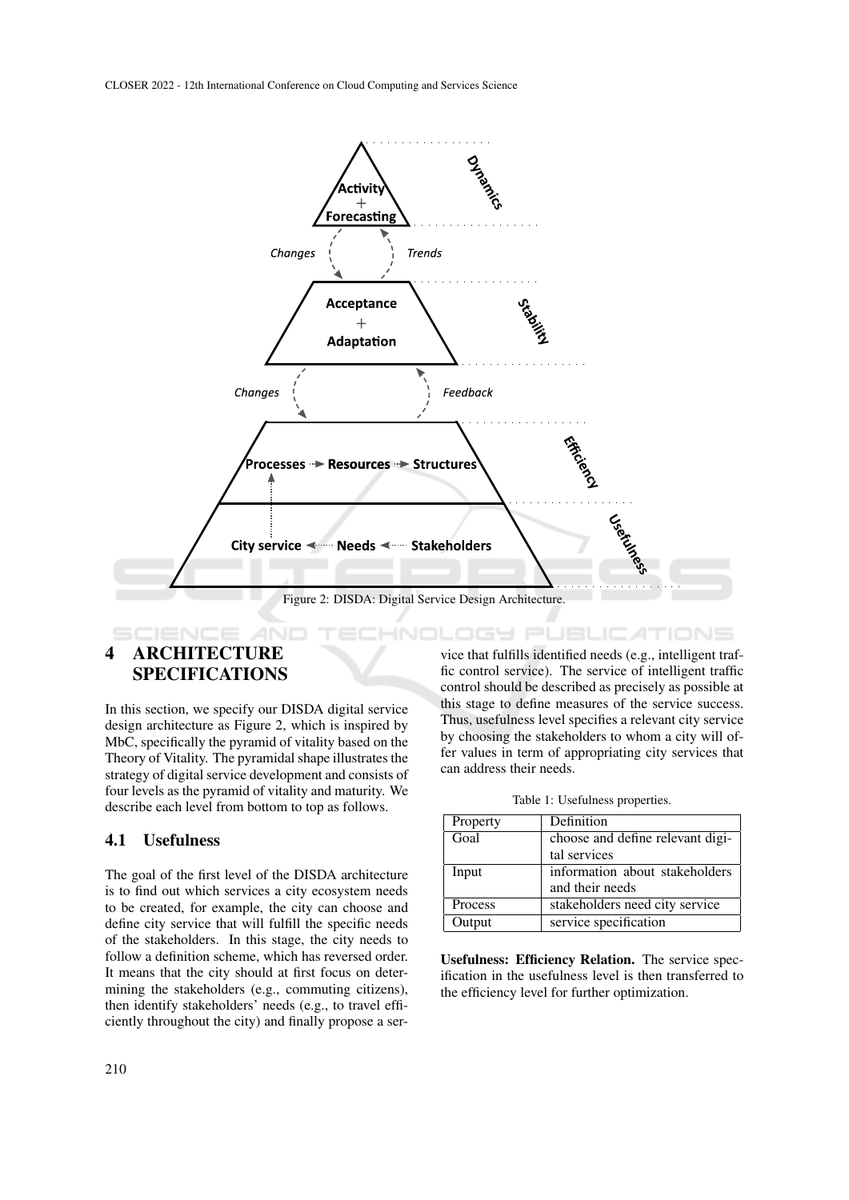Figure 2: DISDA: Digital Service Design Architecture.

## 4 ARCHITECTURE SPECIFICATIONS

In this section, we specify our DISDA digital service design architecture as Figure 2, which is inspired by MbC, specifically the pyramid of vitality based on the Theory of Vitality. The pyramidal shape illustrates the strategy of digital service development and consists of four levels as the pyramid of vitality and maturity. We describe each level from bottom to top as follows.

### 4.1 Usefulness

The goal of the first level of the DISDA architecture is to find out which services a city ecosystem needs to be created, for example, the city can choose and define city service that will fulfill the specific needs of the stakeholders. In this stage, the city needs to follow a definition scheme, which has reversed order. It means that the city should at first focus on determining the stakeholders (e.g., commuting citizens), then identify stakeholders' needs (e.g., to travel efficiently throughout the city) and finally propose a service that fulfills identified needs (e.g., intelligent traffic control service). The service of intelligent traffic control should be described as precisely as possible at this stage to define measures of the service success. Thus, usefulness level specifies a relevant city service by choosing the stakeholders to whom a city will offer values in term of appropriating city services that can address their needs.

Table 1: Usefulness properties.

| Property | Definition |
|---|---|
| Goal | choose and define relevant digital services |
| Input | information about stakeholders and their needs |
| Process | stakeholders need city service |
| Output | service specification |

**Usefulness: Efficiency Relation.** The service specification in the usefulness level is then transferred to the efficiency level for further optimization.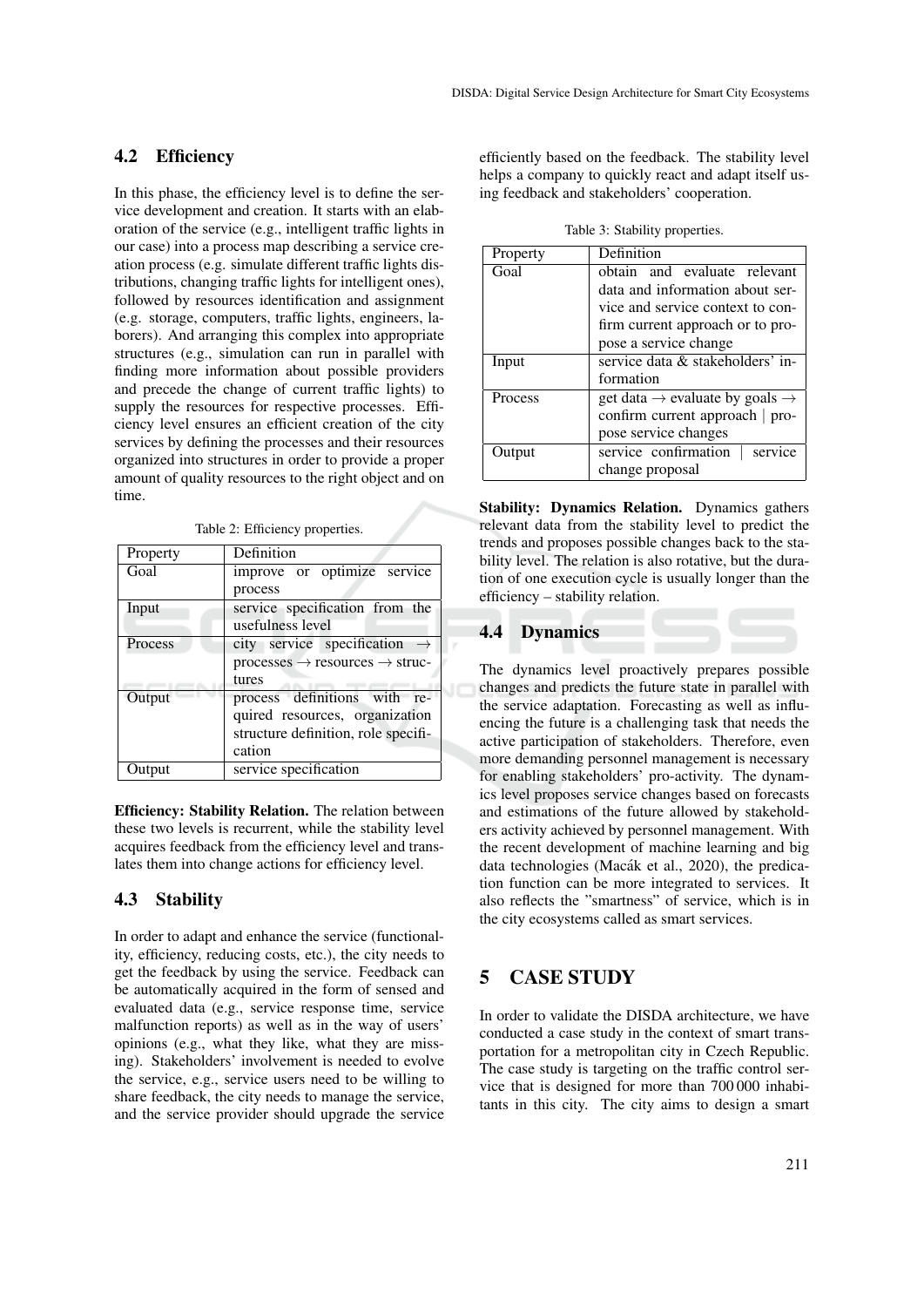## 4.2 Efficiency

In this phase, the efficiency level is to define the service development and creation. It starts with an elaboration of the service (e.g., intelligent traffic lights in our case) into a process map describing a service creation process (e.g. simulate different traffic lights distributions, changing traffic lights for intelligent ones), followed by resources identification and assignment (e.g. storage, computers, traffic lights, engineers, laborers). And arranging this complex into appropriate structures (e.g., simulation can run in parallel with finding more information about possible providers and precede the change of current traffic lights) to supply the resources for respective processes. Efficiency level ensures an efficient creation of the city services by defining the processes and their resources organized into structures in order to provide a proper amount of quality resources to the right object and on time.

Table 2: Efficiency properties.

| Property | Definition |
| --- | --- |
| Goal | improve or optimize service process |
| Input | service specification from the usefulness level |
| Process | city service specification → processes → resources → structures |
| Output | process definitions with required resources, organization structure definition, role specification |
| Output | service specification |

**Efficiency: Stability Relation.** The relation between these two levels is recurrent, while the stability level acquires feedback from the efficiency level and translates them into change actions for efficiency level.

## 4.3 Stability

In order to adapt and enhance the service (functionality, efficiency, reducing costs, etc.), the city needs to get the feedback by using the service. Feedback can be automatically acquired in the form of sensed and evaluated data (e.g., service response time, service malfunction reports) as well as in the way of users' opinions (e.g., what they like, what they are missing). Stakeholders' involvement is needed to evolve the service, e.g., service users need to be willing to share feedback, the city needs to manage the service, and the service provider should upgrade the service efficiently based on the feedback. The stability level helps a company to quickly react and adapt itself using feedback and stakeholders' cooperation.

Table 3: Stability properties.

| Property | Definition |
| --- | --- |
| Goal | obtain and evaluate relevant data and information about service and service context to confirm current approach or to propose a service change |
| Input | service data & stakeholders' information |
| Process | get data → evaluate by goals → confirm current approach \| propose service changes |
| Output | service confirmation \| service change proposal |

**Stability: Dynamics Relation.** Dynamics gathers relevant data from the stability level to predict the trends and proposes possible changes back to the stability level. The relation is also rotative, but the duration of one execution cycle is usually longer than the efficiency – stability relation.

## 4.4 Dynamics

The dynamics level proactively prepares possible changes and predicts the future state in parallel with the service adaptation. Forecasting as well as influencing the future is a challenging task that needs the active participation of stakeholders. Therefore, even more demanding personnel management is necessary for enabling stakeholders' pro-activity. The dynamics level proposes service changes based on forecasts and estimations of the future allowed by stakeholders activity achieved by personnel management. With the recent development of machine learning and big data technologies (Macák et al., 2020), the predication function can be more integrated to services. It also reflects the "smartness" of service, which is in the city ecosystems called as smart services.

# 5 CASE STUDY

In order to validate the DISDA architecture, we have conducted a case study in the context of smart transportation for a metropolitan city in Czech Republic. The case study is targeting on the traffic control service that is designed for more than 700 000 inhabitants in this city. The city aims to design a smart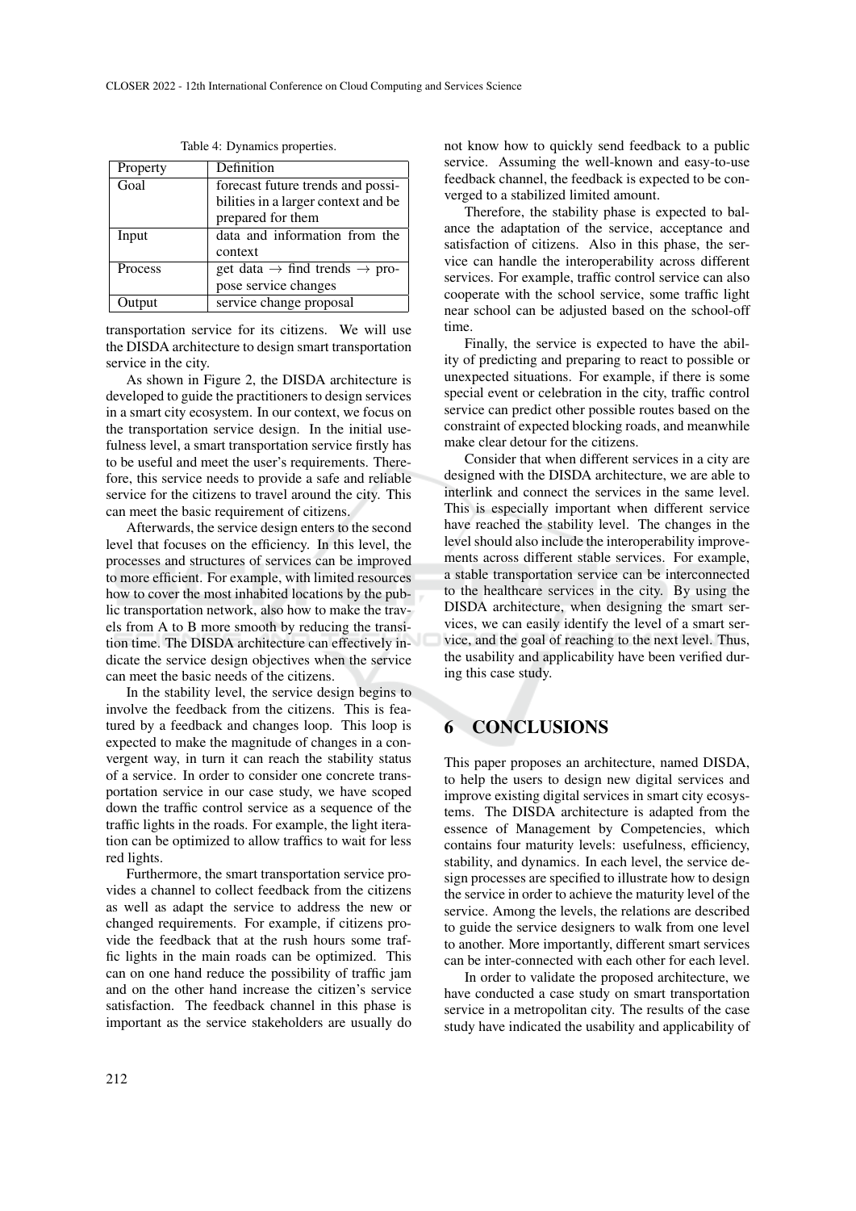Table 4: Dynamics properties.

| Property | Definition |
|---|---|
| Goal | forecast future trends and possibilities in a larger context and be prepared for them |
| Input | data and information from the context |
| Process | get data → find trends → propose service changes |
| Output | service change proposal |

transportation service for its citizens. We will use the DISDA architecture to design smart transportation service in the city.

As shown in Figure 2, the DISDA architecture is developed to guide the practitioners to design services in a smart city ecosystem. In our context, we focus on the transportation service design. In the initial usefulness level, a smart transportation service firstly has to be useful and meet the user's requirements. Therefore, this service needs to provide a safe and reliable service for the citizens to travel around the city. This can meet the basic requirement of citizens.

Afterwards, the service design enters to the second level that focuses on the efficiency. In this level, the processes and structures of services can be improved to more efficient. For example, with limited resources how to cover the most inhabited locations by the public transportation network, also how to make the travels from A to B more smooth by reducing the transition time. The DISDA architecture can effectively indicate the service design objectives when the service can meet the basic needs of the citizens.

In the stability level, the service design begins to involve the feedback from the citizens. This is featured by a feedback and changes loop. This loop is expected to make the magnitude of changes in a convergent way, in turn it can reach the stability status of a service. In order to consider one concrete transportation service in our case study, we have scoped down the traffic control service as a sequence of the traffic lights in the roads. For example, the light iteration can be optimized to allow traffics to wait for less red lights.

Furthermore, the smart transportation service provides a channel to collect feedback from the citizens as well as adapt the service to address the new or changed requirements. For example, if citizens provide the feedback that at the rush hours some traffic lights in the main roads can be optimized. This can on one hand reduce the possibility of traffic jam and on the other hand increase the citizen's service satisfaction. The feedback channel in this phase is important as the service stakeholders are usually do not know how to quickly send feedback to a public service. Assuming the well-known and easy-to-use feedback channel, the feedback is expected to be converged to a stabilized limited amount.

Therefore, the stability phase is expected to balance the adaptation of the service, acceptance and satisfaction of citizens. Also in this phase, the service can handle the interoperability across different services. For example, traffic control service can also cooperate with the school service, some traffic light near school can be adjusted based on the school-off time.

Finally, the service is expected to have the ability of predicting and preparing to react to possible or unexpected situations. For example, if there is some special event or celebration in the city, traffic control service can predict other possible routes based on the constraint of expected blocking roads, and meanwhile make clear detour for the citizens.

Consider that when different services in a city are designed with the DISDA architecture, we are able to interlink and connect the services in the same level. This is especially important when different service have reached the stability level. The changes in the level should also include the interoperability improvements across different stable services. For example, a stable transportation service can be interconnected to the healthcare services in the city. By using the DISDA architecture, when designing the smart services, we can easily identify the level of a smart service, and the goal of reaching to the next level. Thus, the usability and applicability have been verified during this case study.

## 6 CONCLUSIONS

This paper proposes an architecture, named DISDA, to help the users to design new digital services and improve existing digital services in smart city ecosystems. The DISDA architecture is adapted from the essence of Management by Competencies, which contains four maturity levels: usefulness, efficiency, stability, and dynamics. In each level, the service design processes are specified to illustrate how to design the service in order to achieve the maturity level of the service. Among the levels, the relations are described to guide the service designers to walk from one level to another. More importantly, different smart services can be inter-connected with each other for each level.

In order to validate the proposed architecture, we have conducted a case study on smart transportation service in a metropolitan city. The results of the case study have indicated the usability and applicability of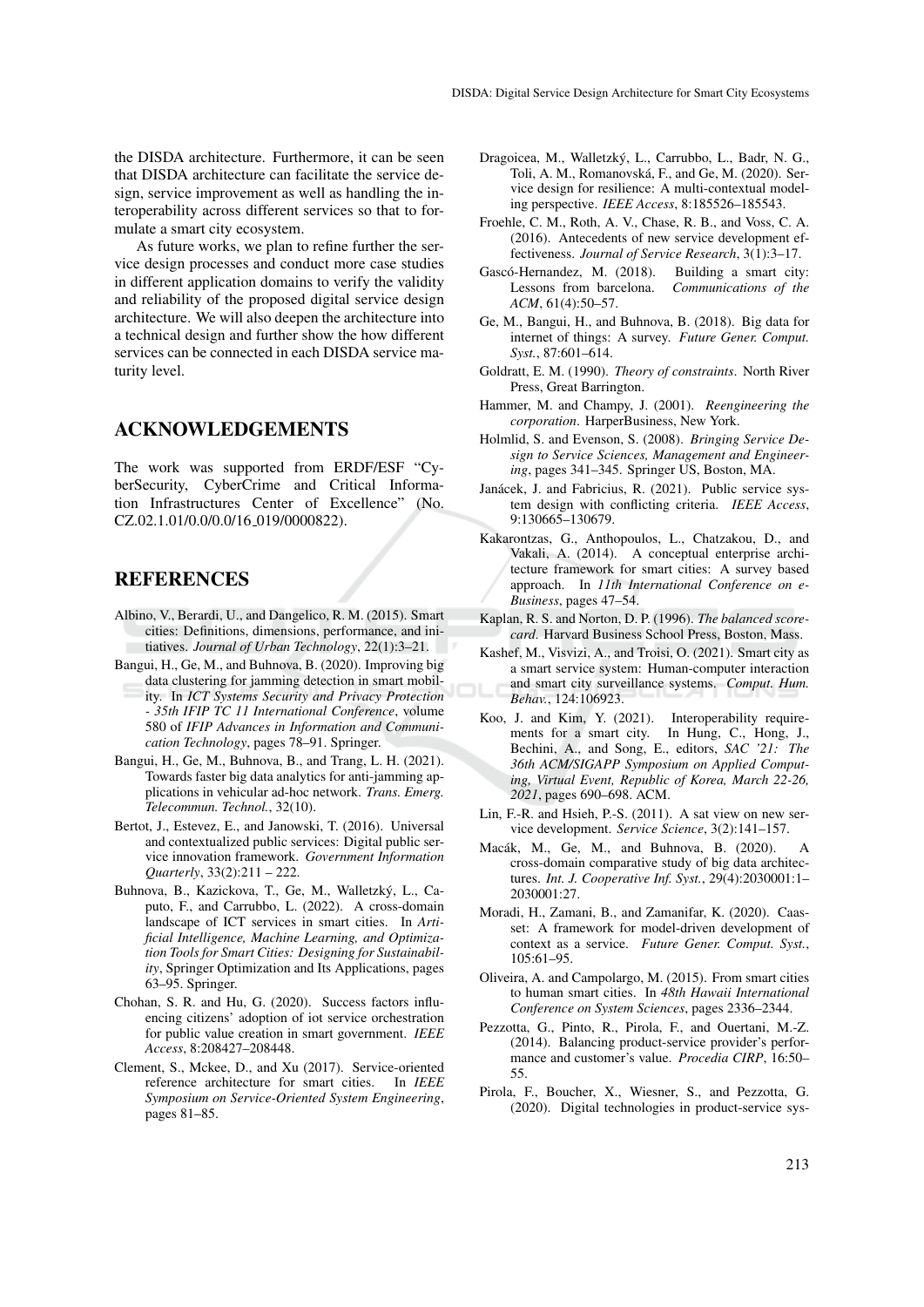the DISDA architecture. Furthermore, it can be seen that DISDA architecture can facilitate the service design, service improvement as well as handling the interoperability across different services so that to formulate a smart city ecosystem.

As future works, we plan to refine further the service design processes and conduct more case studies in different application domains to verify the validity and reliability of the proposed digital service design architecture. We will also deepen the architecture into a technical design and further show the how different services can be connected in each DISDA service maturity level.

## ACKNOWLEDGEMENTS

The work was supported from ERDF/ESF "CyberSecurity, CyberCrime and Critical Information Infrastructures Center of Excellence" (No. CZ.02.1.01/0.0/0.0/16_019/0000822).

## REFERENCES

Albino, V., Berardi, U., and Dangelico, R. M. (2015). Smart cities: Definitions, dimensions, performance, and initiatives. *Journal of Urban Technology*, 22(1):3–21.

Bangui, H., Ge, M., and Buhnova, B. (2020). Improving big data clustering for jamming detection in smart mobility. In *ICT Systems Security and Privacy Protection - 35th IFIP TC 11 International Conference*, volume 580 of *IFIP Advances in Information and Communication Technology*, pages 78–91. Springer.

Bangui, H., Ge, M., Buhnova, B., and Trang, L. H. (2021). Towards faster big data analytics for anti-jamming applications in vehicular ad-hoc network. *Trans. Emerg. Telecommun. Technol.*, 32(10).

Bertot, J., Estevez, E., and Janowski, T. (2016). Universal and contextualized public services: Digital public service innovation framework. *Government Information Quarterly*, 33(2):211 – 222.

Buhnova, B., Kazickova, T., Ge, M., Walletzký, L., Caputo, F., and Carrubbo, L. (2022). A cross-domain landscape of ICT services in smart cities. In *Artificial Intelligence, Machine Learning, and Optimization Tools for Smart Cities: Designing for Sustainability*, Springer Optimization and Its Applications, pages 63–95. Springer.

Chohan, S. R. and Hu, G. (2020). Success factors influencing citizens' adoption of iot service orchestration for public value creation in smart government. *IEEE Access*, 8:208427–208448.

Clement, S., Mckee, D., and Xu (2017). Service-oriented reference architecture for smart cities. In *IEEE Symposium on Service-Oriented System Engineering*, pages 81–85.

Dragoicea, M., Walletzký, L., Carrubbo, L., Badr, N. G., Toli, A. M., Romanovská, F., and Ge, M. (2020). Service design for resilience: A multi-contextual modeling perspective. *IEEE Access*, 8:185526–185543.

Froehle, C. M., Roth, A. V., Chase, R. B., and Voss, C. A. (2016). Antecedents of new service development effectiveness. *Journal of Service Research*, 3(1):3–17.

Gascó-Hernandez, M. (2018). Building a smart city: Lessons from barcelona. *Communications of the ACM*, 61(4):50–57.

Ge, M., Bangui, H., and Buhnova, B. (2018). Big data for internet of things: A survey. *Future Gener. Comput. Syst.*, 87:601–614.

Goldratt, E. M. (1990). *Theory of constraints*. North River Press, Great Barrington.

Hammer, M. and Champy, J. (2001). *Reengineering the corporation*. HarperBusiness, New York.

Holmlid, S. and Evenson, S. (2008). *Bringing Service Design to Service Sciences, Management and Engineering*, pages 341–345. Springer US, Boston, MA.

Janácek, J. and Fabricius, R. (2021). Public service system design with conflicting criteria. *IEEE Access*, 9:130665–130679.

Kakarontzas, G., Anthopoulos, L., Chatzakou, D., and Vakali, A. (2014). A conceptual enterprise architecture framework for smart cities: A survey based approach. In *11th International Conference on e-Business*, pages 47–54.

Kaplan, R. S. and Norton, D. P. (1996). *The balanced scorecard*. Harvard Business School Press, Boston, Mass.

Kashef, M., Visvizi, A., and Troisi, O. (2021). Smart city as a smart service system: Human-computer interaction and smart city surveillance systems. *Comput. Hum. Behav.*, 124:106923.

Koo, J. and Kim, Y. (2021). Interoperability requirements for a smart city. In Hung, C., Hong, J., Bechini, A., and Song, E., editors, *SAC '21: The 36th ACM/SIGAPP Symposium on Applied Computing, Virtual Event, Republic of Korea, March 22-26, 2021*, pages 690–698. ACM.

Lin, F.-R. and Hsieh, P.-S. (2011). A sat view on new service development. *Service Science*, 3(2):141–157.

Macák, M., Ge, M., and Buhnova, B. (2020). A cross-domain comparative study of big data architectures. *Int. J. Cooperative Inf. Syst.*, 29(4):2030001:1–2030001:27.

Moradi, H., Zamani, B., and Zamanifar, K. (2020). Caaset: A framework for model-driven development of context as a service. *Future Gener. Comput. Syst.*, 105:61–95.

Oliveira, A. and Campolargo, M. (2015). From smart cities to human smart cities. In *48th Hawaii International Conference on System Sciences*, pages 2336–2344.

Pezzotta, G., Pinto, R., Pirola, F., and Ouertani, M.-Z. (2014). Balancing product-service provider's performance and customer's value. *Procedia CIRP*, 16:50–55.

Pirola, F., Boucher, X., Wiesner, S., and Pezzotta, G. (2020). Digital technologies in product-service sys-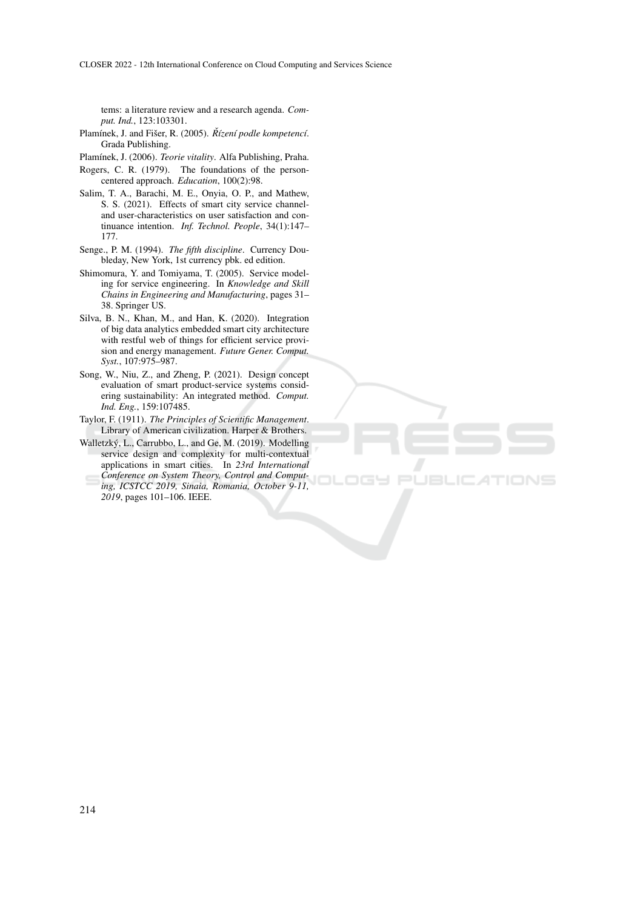tems: a literature review and a research agenda. *Comput. Ind.*, 123:103301.

Plamínek, J. and Fišer, R. (2005). *Řízení podle kompetencí*. Grada Publishing.

Plamínek, J. (2006). *Teorie vitality*. Alfa Publishing, Praha.

Rogers, C. R. (1979). The foundations of the person-centered approach. *Education*, 100(2):98.

Salim, T. A., Barachi, M. E., Onyia, O. P., and Mathew, S. S. (2021). Effects of smart city service channel- and user-characteristics on user satisfaction and continuance intention. *Inf. Technol. People*, 34(1):147–177.

Senge., P. M. (1994). *The fifth discipline*. Currency Doubleday, New York, 1st currency pbk. ed edition.

Shimomura, Y. and Tomiyama, T. (2005). Service modeling for service engineering. In *Knowledge and Skill Chains in Engineering and Manufacturing*, pages 31–38. Springer US.

Silva, B. N., Khan, M., and Han, K. (2020). Integration of big data analytics embedded smart city architecture with restful web of things for efficient service provision and energy management. *Future Gener. Comput. Syst.*, 107:975–987.

Song, W., Niu, Z., and Zheng, P. (2021). Design concept evaluation of smart product-service systems considering sustainability: An integrated method. *Comput. Ind. Eng.*, 159:107485.

Taylor, F. (1911). *The Principles of Scientific Management*. Library of American civilization. Harper & Brothers.

Walletzký, L., Carrubbo, L., and Ge, M. (2019). Modelling service design and complexity for multi-contextual applications in smart cities. In *23rd International Conference on System Theory, Control and Computing, ICSTCC 2019, Sinaia, Romania, October 9-11, 2019*, pages 101–106. IEEE.